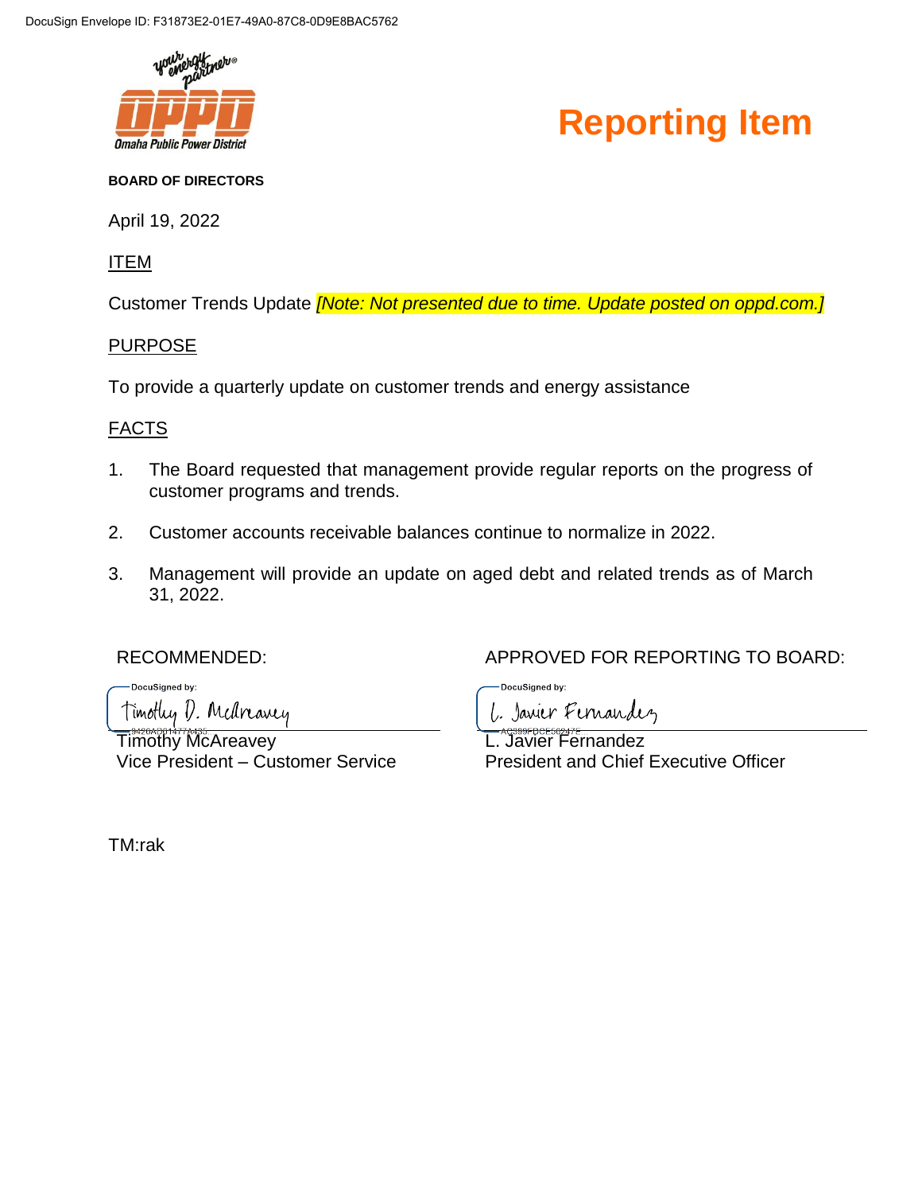DocuSign Envelope ID: F31873E2-01E7-49A0-87C8-0D9E8BAC5762

# Reporting Item

**BOARD OF DIRECTORS**

April 19, 2022

ITEM

Customer Trends Update *[Note: Not presented due to time. Update posted on oppd.com.]*

PURPOSE

To provide a quarterly update on customer trends and energy assistance

FACTS

1. The Board requested that management provide regular reports on the progress of customer programs and trends.
2. Customer accounts receivable balances continue to normalize in 2022.
3. Management will provide an update on aged debt and related trends as of March 31, 2022.

RECOMMENDED:

DocuSigned by:
Timothy D. McAreavey

Timothy McAreavey
Vice President – Customer Service

APPROVED FOR REPORTING TO BOARD:

DocuSigned by:
L. Javier Fernandez

L. Javier Fernandez
President and Chief Executive Officer

TM:rak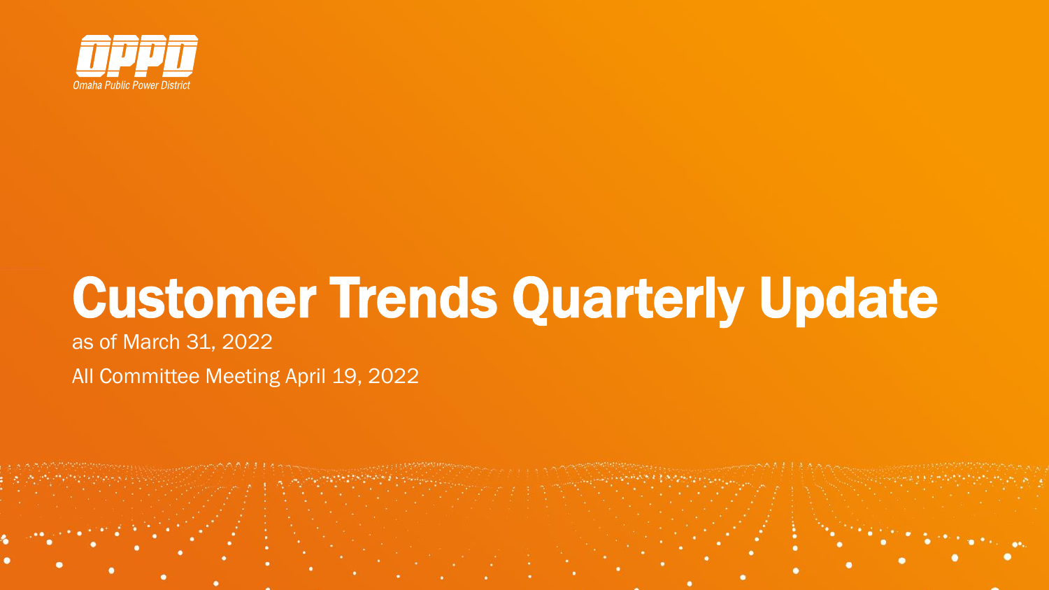Omaha Public Power District

# Customer Trends Quarterly Update

as of March 31, 2022

All Committee Meeting April 19, 2022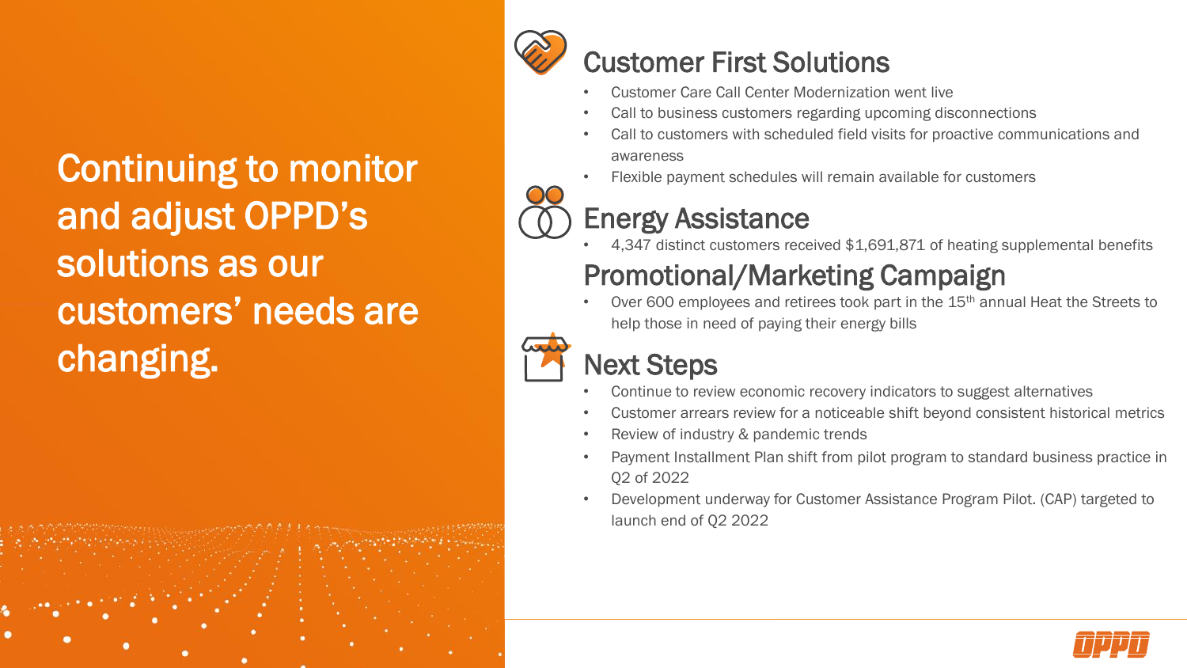Continuing to monitor and adjust OPPD's solutions as our customers' needs are changing.

## Customer First Solutions

- Customer Care Call Center Modernization went live
- Call to business customers regarding upcoming disconnections
- Call to customers with scheduled field visits for proactive communications and awareness
- Flexible payment schedules will remain available for customers

## Energy Assistance

- 4,347 distinct customers received $1,691,871 of heating supplemental benefits

## Promotional/Marketing Campaign

- Over 600 employees and retirees took part in the 15th annual Heat the Streets to help those in need of paying their energy bills

## Next Steps

- Continue to review economic recovery indicators to suggest alternatives
- Customer arrears review for a noticeable shift beyond consistent historical metrics
- Review of industry & pandemic trends
- Payment Installment Plan shift from pilot program to standard business practice in Q2 of 2022
- Development underway for Customer Assistance Program Pilot. (CAP) targeted to launch end of Q2 2022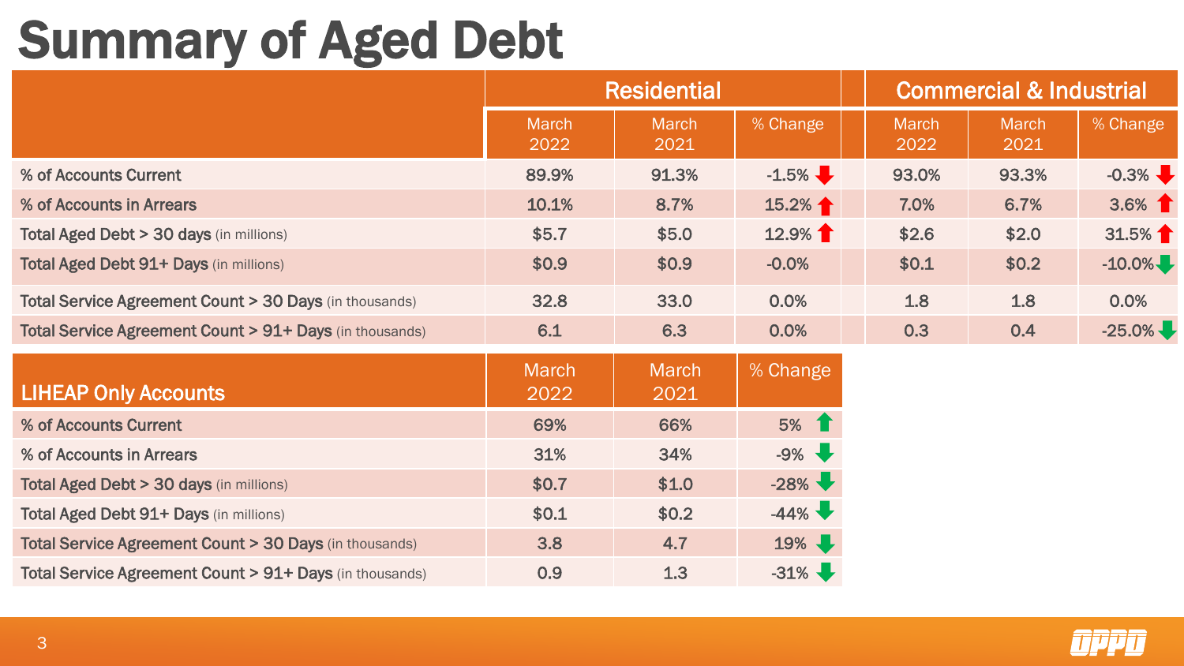# Summary of Aged Debt

| | Residential | | | Commercial & Industrial | | |
|---|---|---|---|---|---|---|
| | March 2022 | March 2021 | % Change | March 2022 | March 2021 | % Change |
| % of Accounts Current | 89.9% | 91.3% | -1.5% ⬇ | 93.0% | 93.3% | -0.3% ⬇ |
| % of Accounts in Arrears | 10.1% | 8.7% | 15.2% ⬆ | 7.0% | 6.7% | 3.6% ⬆ |
| Total Aged Debt > 30 days (in millions) | $5.7 | $5.0 | 12.9% ⬆ | $2.6 | $2.0 | 31.5% ⬆ |
| Total Aged Debt 91+ Days (in millions) | $0.9 | $0.9 | -0.0% | $0.1 | $0.2 | -10.0% ⬇ |
| Total Service Agreement Count > 30 Days (in thousands) | 32.8 | 33.0 | 0.0% | 1.8 | 1.8 | 0.0% |
| Total Service Agreement Count > 91+ Days (in thousands) | 6.1 | 6.3 | 0.0% | 0.3 | 0.4 | -25.0% ⬇ |

| LIHEAP Only Accounts | March 2022 | March 2021 | % Change |
|---|---|---|---|
| % of Accounts Current | 69% | 66% | 5% ⬆ |
| % of Accounts in Arrears | 31% | 34% | -9% ⬇ |
| Total Aged Debt > 30 days (in millions) | $0.7 | $1.0 | -28% ⬇ |
| Total Aged Debt 91+ Days (in millions) | $0.1 | $0.2 | -44% ⬇ |
| Total Service Agreement Count > 30 Days (in thousands) | 3.8 | 4.7 | 19% ⬇ |
| Total Service Agreement Count > 91+ Days (in thousands) | 0.9 | 1.3 | -31% ⬇ |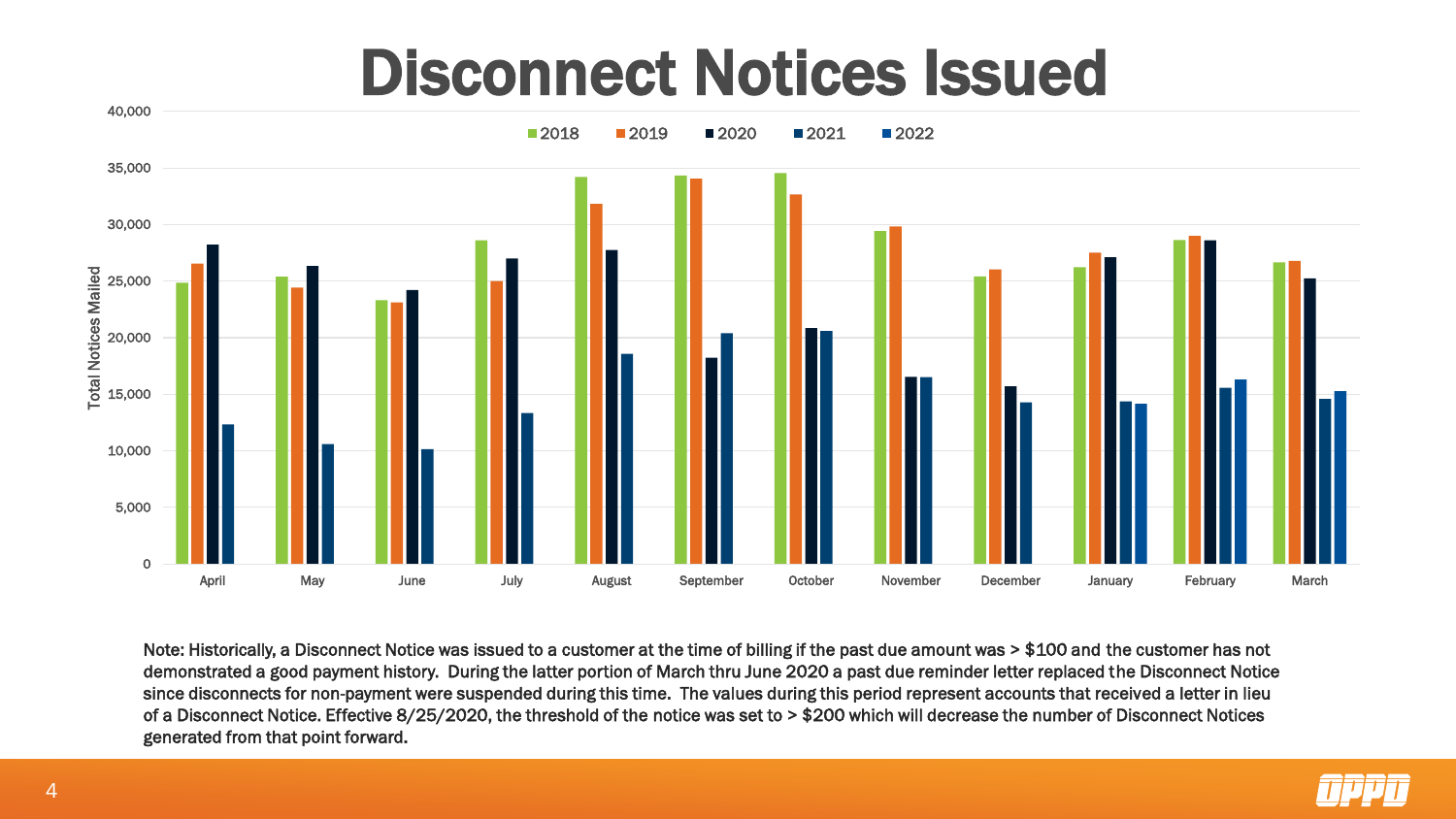# Disconnect Notices Issued

Note: Historically, a Disconnect Notice was issued to a customer at the time of billing if the past due amount was > $100 and the customer has not demonstrated a good payment history. During the latter portion of March thru June 2020 a past due reminder letter replaced the Disconnect Notice since disconnects for non-payment were suspended during this time. The values during this period represent accounts that received a letter in lieu of a Disconnect Notice. Effective 8/25/2020, the threshold of the notice was set to > $200 which will decrease the number of Disconnect Notices generated from that point forward.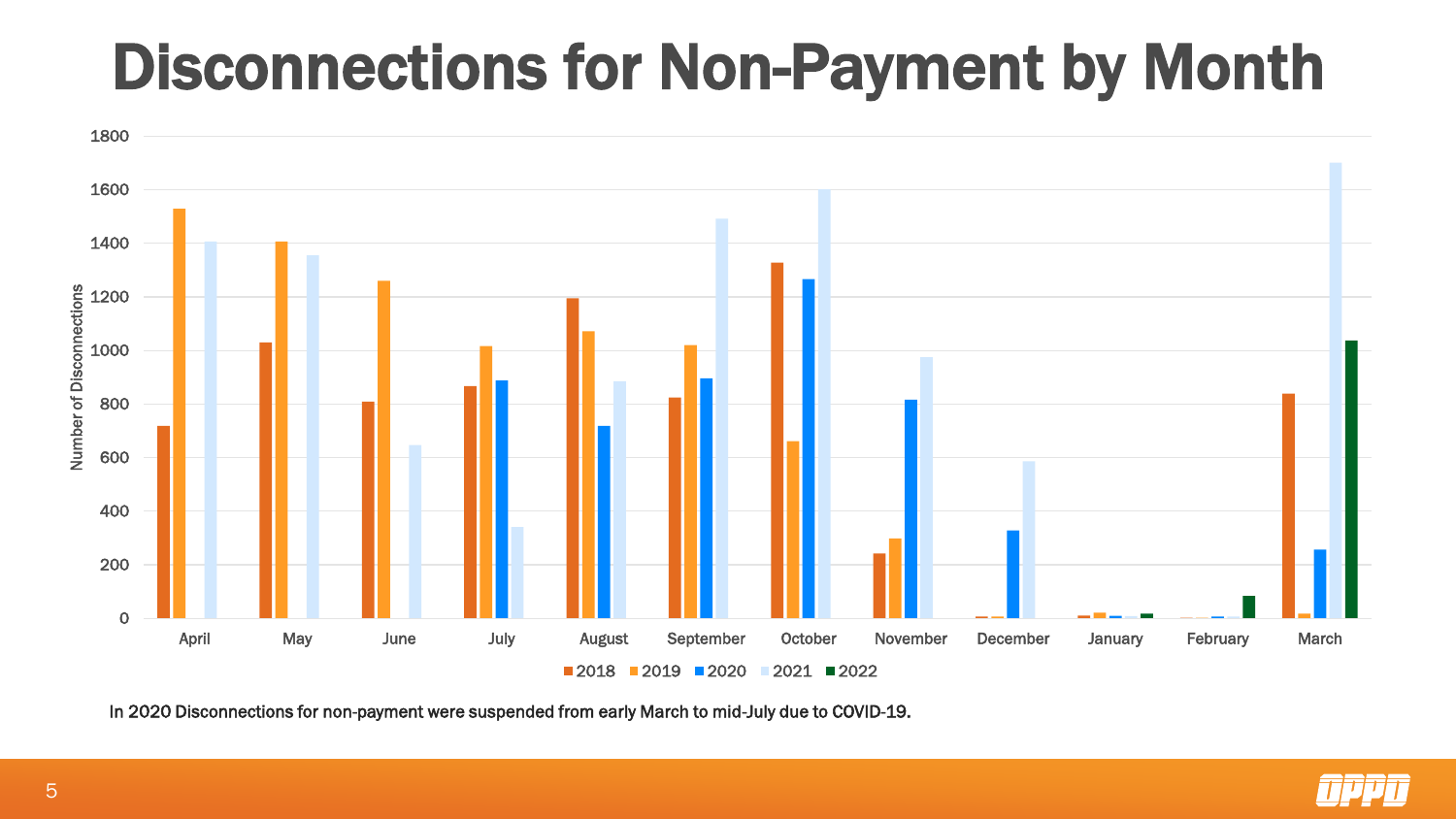# Disconnections for Non-Payment by Month

In 2020 Disconnections for non-payment were suspended from early March to mid-July due to COVID-19.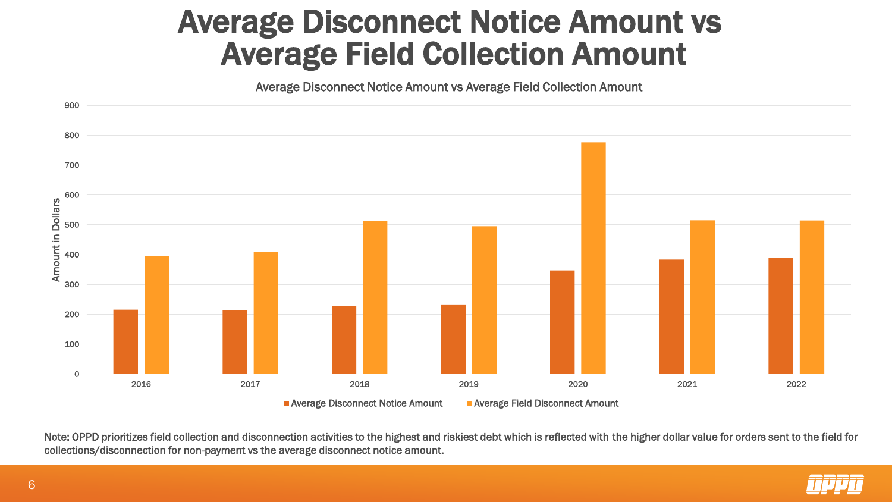# Average Disconnect Notice Amount vs Average Field Collection Amount

Average Disconnect Notice Amount vs Average Field Collection Amount

Note: OPPD prioritizes field collection and disconnection activities to the highest and riskiest debt which is reflected with the higher dollar value for orders sent to the field for collections/disconnection for non-payment vs the average disconnect notice amount.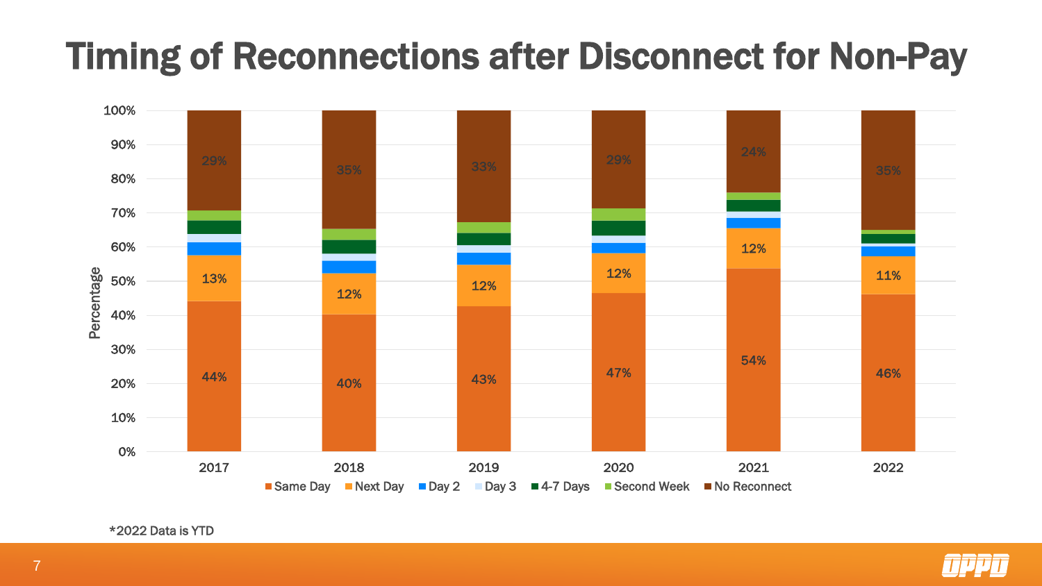# Timing of Reconnections after Disconnect for Non-Pay

| Year | Same Day | Next Day | No Reconnect |
|---|---|---|---|
| 2017 | 44% | 13% | 29% |
| 2018 | 40% | 12% | 35% |
| 2019 | 43% | 12% | 33% |
| 2020 | 47% | 12% | 29% |
| 2021 | 54% | 12% | 24% |
| 2022 | 46% | 11% | 35% |

Legend: Same Day, Next Day, Day 2, Day 3, 4-7 Days, Second Week, No Reconnect

*2022 Data is YTD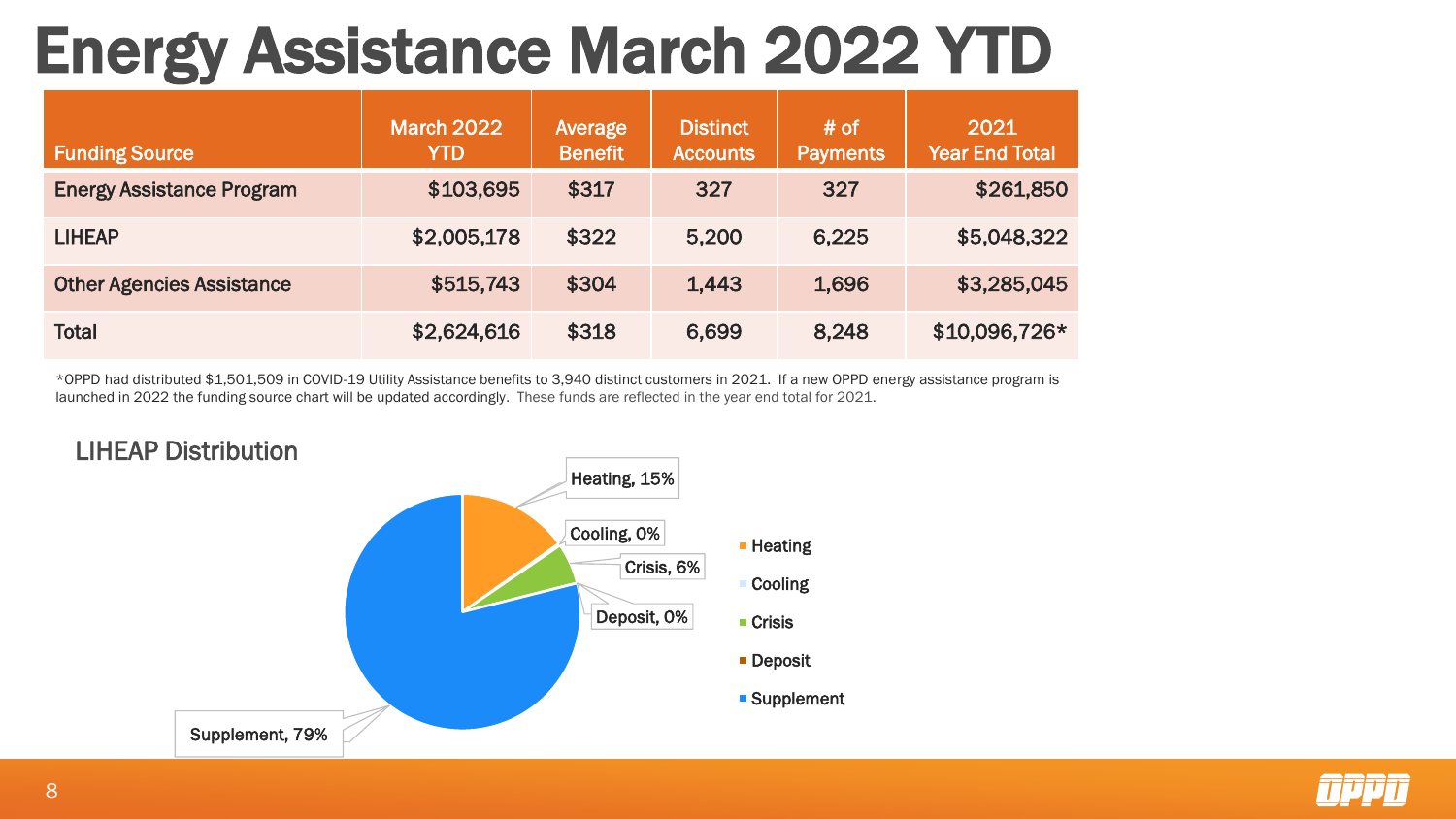# Energy Assistance March 2022 YTD

| Funding Source | March 2022 YTD | Average Benefit | Distinct Accounts | # of Payments | 2021 Year End Total |
|---|---|---|---|---|---|
| Energy Assistance Program | $103,695 | $317 | 327 | 327 | $261,850 |
| LIHEAP | $2,005,178 | $322 | 5,200 | 6,225 | $5,048,322 |
| Other Agencies Assistance | $515,743 | $304 | 1,443 | 1,696 | $3,285,045 |
| Total | $2,624,616 | $318 | 6,699 | 8,248 | $10,096,726* |

*OPPD had distributed $1,501,509 in COVID-19 Utility Assistance benefits to 3,940 distinct customers in 2021. If a new OPPD energy assistance program is launched in 2022 the funding source chart will be updated accordingly. These funds are reflected in the year end total for 2021.

## LIHEAP Distribution

Heating, 15%
Cooling, 0%
Crisis, 6%
Deposit, 0%
Supplement, 79%

Heating
Cooling
Crisis
Deposit
Supplement